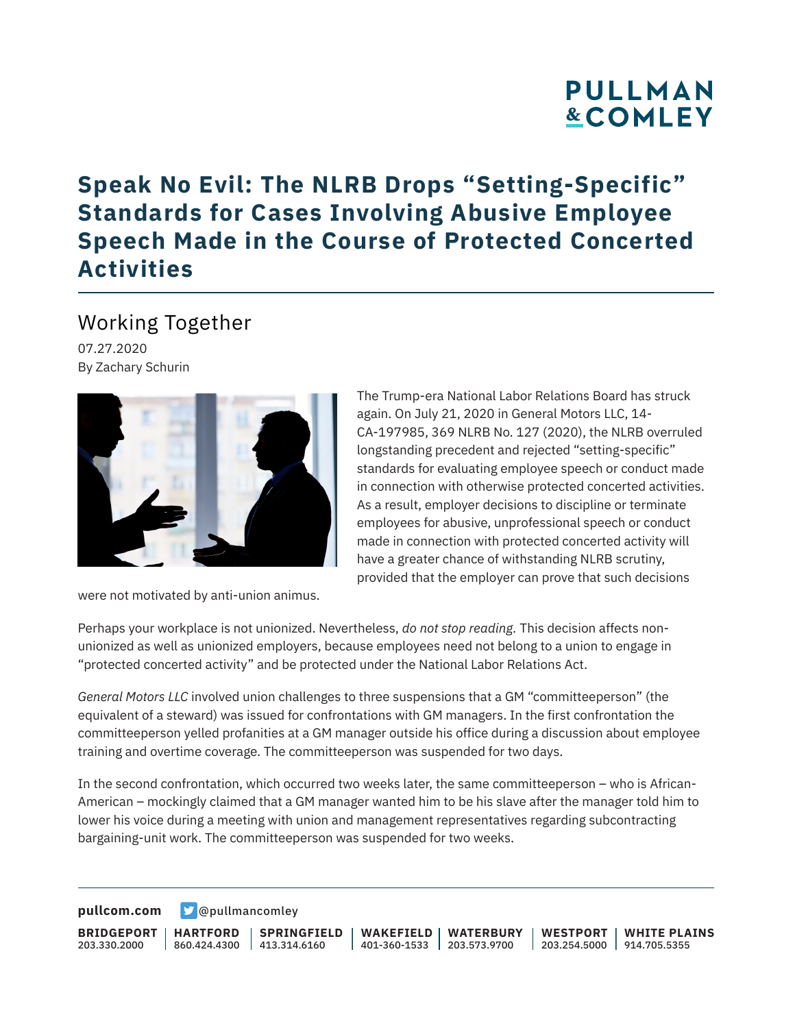# Speak No Evil: The NLRB Drops "Setting-Specific" Standards for Cases Involving Abusive Employee Speech Made in the Course of Protected Concerted Activities

## Working Together

07.27.2020

By Zachary Schurin

The Trump-era National Labor Relations Board has struck again. On July 21, 2020 in General Motors LLC, 14-CA-197985, 369 NLRB No. 127 (2020), the NLRB overruled longstanding precedent and rejected "setting-specific" standards for evaluating employee speech or conduct made in connection with otherwise protected concerted activities. As a result, employer decisions to discipline or terminate employees for abusive, unprofessional speech or conduct made in connection with protected concerted activity will have a greater chance of withstanding NLRB scrutiny, provided that the employer can prove that such decisions were not motivated by anti-union animus.

Perhaps your workplace is not unionized. Nevertheless, *do not stop reading*. This decision affects non-unionized as well as unionized employers, because employees need not belong to a union to engage in "protected concerted activity" and be protected under the National Labor Relations Act.

*General Motors LLC* involved union challenges to three suspensions that a GM "committeeperson" (the equivalent of a steward) was issued for confrontations with GM managers. In the first confrontation the committeeperson yelled profanities at a GM manager outside his office during a discussion about employee training and overtime coverage. The committeeperson was suspended for two days.

In the second confrontation, which occurred two weeks later, the same committeeperson – who is African-American – mockingly claimed that a GM manager wanted him to be his slave after the manager told him to lower his voice during a meeting with union and management representatives regarding subcontracting bargaining-unit work. The committeeperson was suspended for two weeks.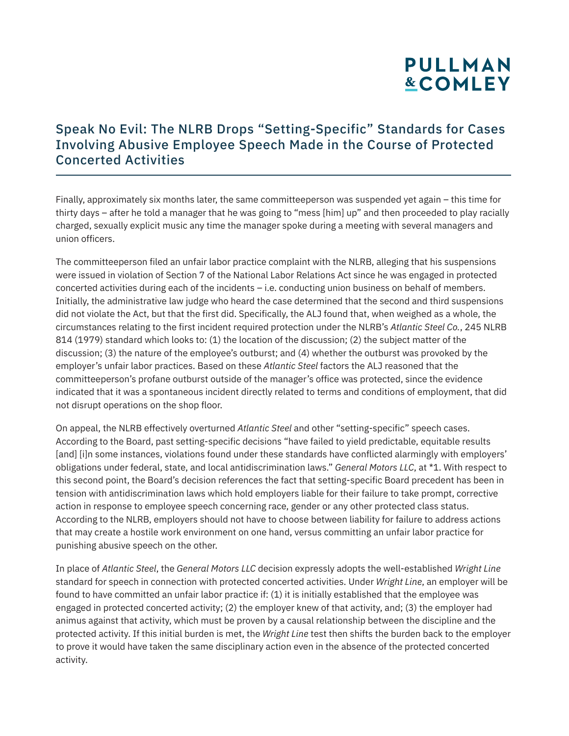Finally, approximately six months later, the same committeeperson was suspended yet again – this time for thirty days – after he told a manager that he was going to "mess [him] up" and then proceeded to play racially charged, sexually explicit music any time the manager spoke during a meeting with several managers and union officers.

The committeeperson filed an unfair labor practice complaint with the NLRB, alleging that his suspensions were issued in violation of Section 7 of the National Labor Relations Act since he was engaged in protected concerted activities during each of the incidents – i.e. conducting union business on behalf of members. Initially, the administrative law judge who heard the case determined that the second and third suspensions did not violate the Act, but that the first did. Specifically, the ALJ found that, when weighed as a whole, the circumstances relating to the first incident required protection under the NLRB's *Atlantic Steel Co.*, 245 NLRB 814 (1979) standard which looks to: (1) the location of the discussion; (2) the subject matter of the discussion; (3) the nature of the employee's outburst; and (4) whether the outburst was provoked by the employer's unfair labor practices. Based on these *Atlantic Steel* factors the ALJ reasoned that the committeeperson's profane outburst outside of the manager's office was protected, since the evidence indicated that it was a spontaneous incident directly related to terms and conditions of employment, that did not disrupt operations on the shop floor.

On appeal, the NLRB effectively overturned *Atlantic Steel* and other "setting-specific" speech cases. According to the Board, past setting-specific decisions "have failed to yield predictable, equitable results [and] [i]n some instances, violations found under these standards have conflicted alarmingly with employers' obligations under federal, state, and local antidiscrimination laws." *General Motors LLC*, at *1. With respect to this second point, the Board's decision references the fact that setting-specific Board precedent has been in tension with antidiscrimination laws which hold employers liable for their failure to take prompt, corrective action in response to employee speech concerning race, gender or any other protected class status. According to the NLRB, employers should not have to choose between liability for failure to address actions that may create a hostile work environment on one hand, versus committing an unfair labor practice for punishing abusive speech on the other.

In place of *Atlantic Steel*, the *General Motors LLC* decision expressly adopts the well-established *Wright Line* standard for speech in connection with protected concerted activities. Under *Wright Line*, an employer will be found to have committed an unfair labor practice if: (1) it is initially established that the employee was engaged in protected concerted activity; (2) the employer knew of that activity, and; (3) the employer had animus against that activity, which must be proven by a causal relationship between the discipline and the protected activity. If this initial burden is met, the *Wright Line* test then shifts the burden back to the employer to prove it would have taken the same disciplinary action even in the absence of the protected concerted activity.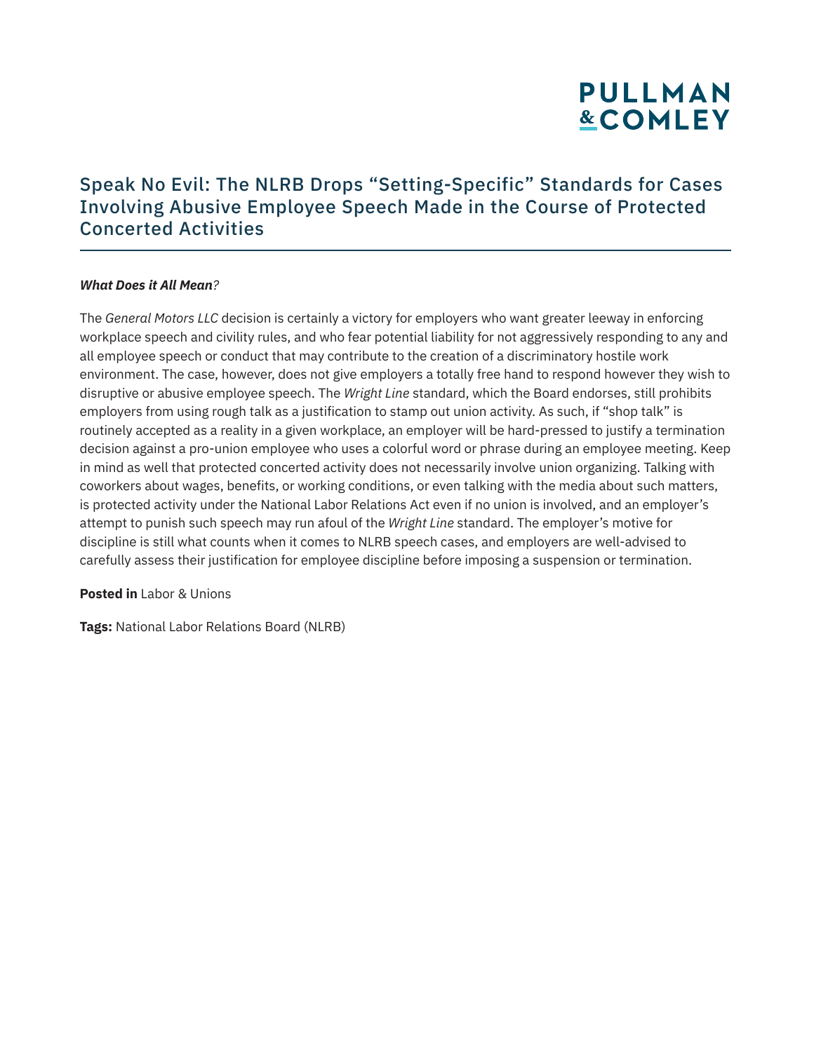# Speak No Evil: The NLRB Drops "Setting-Specific" Standards for Cases Involving Abusive Employee Speech Made in the Course of Protected Concerted Activities

***What Does it All Mean****?*

The *General Motors LLC* decision is certainly a victory for employers who want greater leeway in enforcing workplace speech and civility rules, and who fear potential liability for not aggressively responding to any and all employee speech or conduct that may contribute to the creation of a discriminatory hostile work environment. The case, however, does not give employers a totally free hand to respond however they wish to disruptive or abusive employee speech. The *Wright Line* standard, which the Board endorses, still prohibits employers from using rough talk as a justification to stamp out union activity. As such, if "shop talk" is routinely accepted as a reality in a given workplace, an employer will be hard-pressed to justify a termination decision against a pro-union employee who uses a colorful word or phrase during an employee meeting. Keep in mind as well that protected concerted activity does not necessarily involve union organizing. Talking with coworkers about wages, benefits, or working conditions, or even talking with the media about such matters, is protected activity under the National Labor Relations Act even if no union is involved, and an employer's attempt to punish such speech may run afoul of the *Wright Line* standard. The employer's motive for discipline is still what counts when it comes to NLRB speech cases, and employers are well-advised to carefully assess their justification for employee discipline before imposing a suspension or termination.

**Posted in** Labor & Unions

**Tags:** National Labor Relations Board (NLRB)